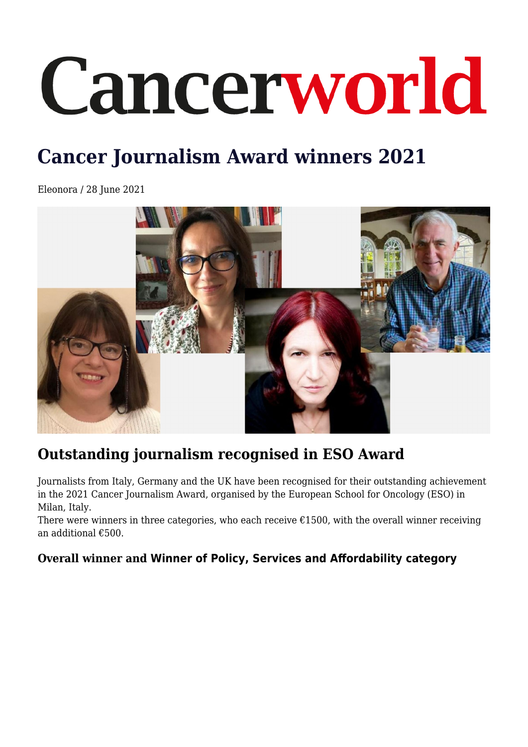# Cancerworld

## Cancer Journalism Award winners 2021

Eleonora / 28 June 2021

## Outstanding journalism recognised in ESO Award

Journalists from Italy, Germany and the UK have been recognised for their outstanding achievement in the 2021 Cancer Journalism Award, organised by the European School for Oncology (ESO) in Milan, Italy.
There were winners in three categories, who each receive €1500, with the overall winner receiving an additional €500.

### Overall winner and Winner of Policy, Services and Affordability category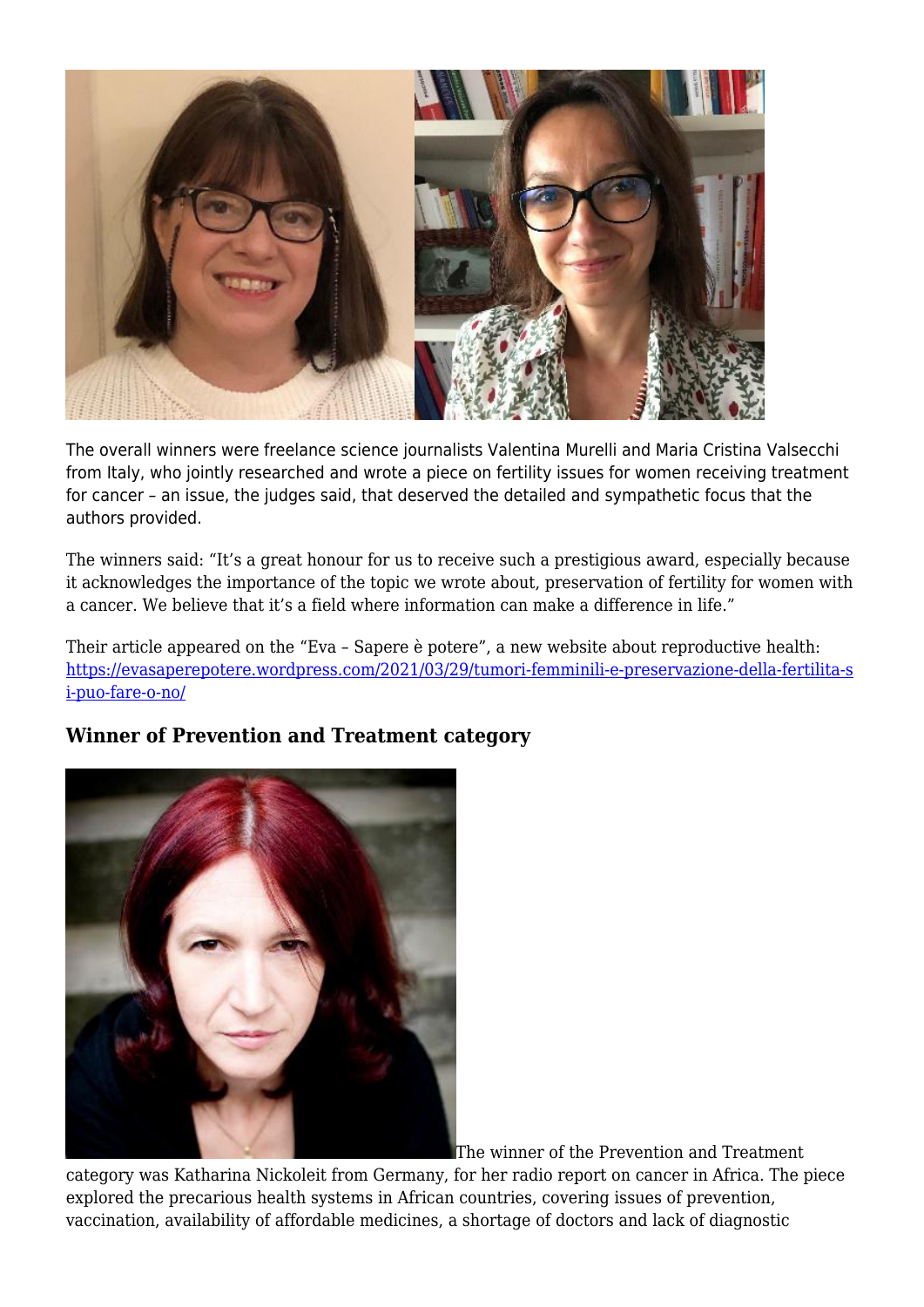The overall winners were freelance science journalists Valentina Murelli and Maria Cristina Valsecchi from Italy, who jointly researched and wrote a piece on fertility issues for women receiving treatment for cancer – an issue, the judges said, that deserved the detailed and sympathetic focus that the authors provided.

The winners said: "It's a great honour for us to receive such a prestigious award, especially because it acknowledges the importance of the topic we wrote about, preservation of fertility for women with a cancer. We believe that it's a field where information can make a difference in life."

Their article appeared on the "Eva – Sapere è potere", a new website about reproductive health: [https://evasaperepotere.wordpress.com/2021/03/29/tumori-femminili-e-preservazione-della-fertilita-si-puo-fare-o-no/](https://evasaperepotere.wordpress.com/2021/03/29/tumori-femminili-e-preservazione-della-fertilita-si-puo-fare-o-no/)

### Winner of Prevention and Treatment category

The winner of the Prevention and Treatment category was Katharina Nickoleit from Germany, for her radio report on cancer in Africa. The piece explored the precarious health systems in African countries, covering issues of prevention, vaccination, availability of affordable medicines, a shortage of doctors and lack of diagnostic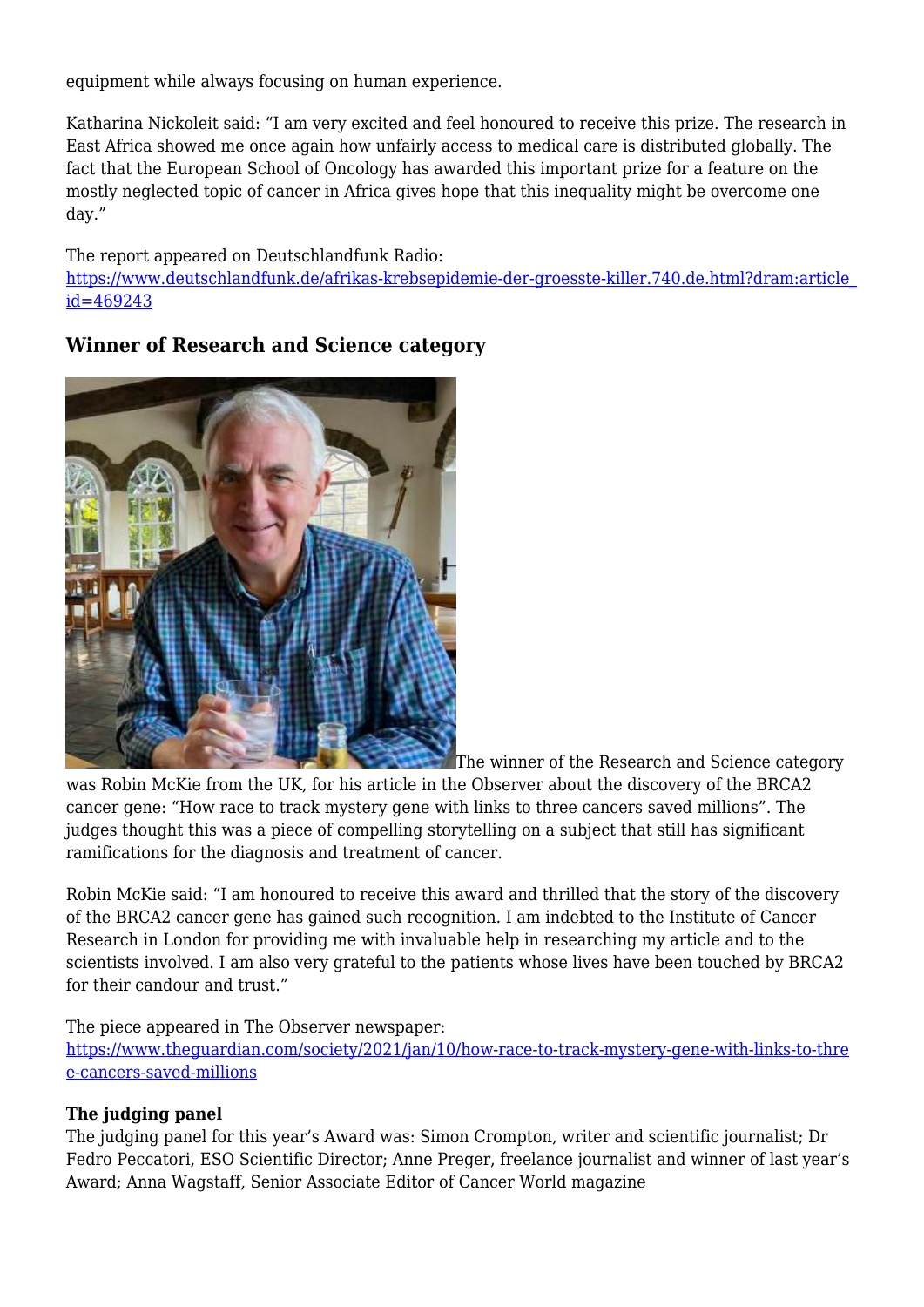equipment while always focusing on human experience.

Katharina Nickoleit said: "I am very excited and feel honoured to receive this prize. The research in East Africa showed me once again how unfairly access to medical care is distributed globally. The fact that the European School of Oncology has awarded this important prize for a feature on the mostly neglected topic of cancer in Africa gives hope that this inequality might be overcome one day."

The report appeared on Deutschlandfunk Radio:
https://www.deutschlandfunk.de/afrikas-krebsepidemie-der-groesste-killer.740.de.html?dram:article_id=469243

## Winner of Research and Science category

The winner of the Research and Science category was Robin McKie from the UK, for his article in the Observer about the discovery of the BRCA2 cancer gene: "How race to track mystery gene with links to three cancers saved millions". The judges thought this was a piece of compelling storytelling on a subject that still has significant ramifications for the diagnosis and treatment of cancer.

Robin McKie said: "I am honoured to receive this award and thrilled that the story of the discovery of the BRCA2 cancer gene has gained such recognition. I am indebted to the Institute of Cancer Research in London for providing me with invaluable help in researching my article and to the scientists involved. I am also very grateful to the patients whose lives have been touched by BRCA2 for their candour and trust."

The piece appeared in The Observer newspaper:
https://www.theguardian.com/society/2021/jan/10/how-race-to-track-mystery-gene-with-links-to-three-cancers-saved-millions

**The judging panel**
The judging panel for this year's Award was: Simon Crompton, writer and scientific journalist; Dr Fedro Peccatori, ESO Scientific Director; Anne Preger, freelance journalist and winner of last year's Award; Anna Wagstaff, Senior Associate Editor of Cancer World magazine